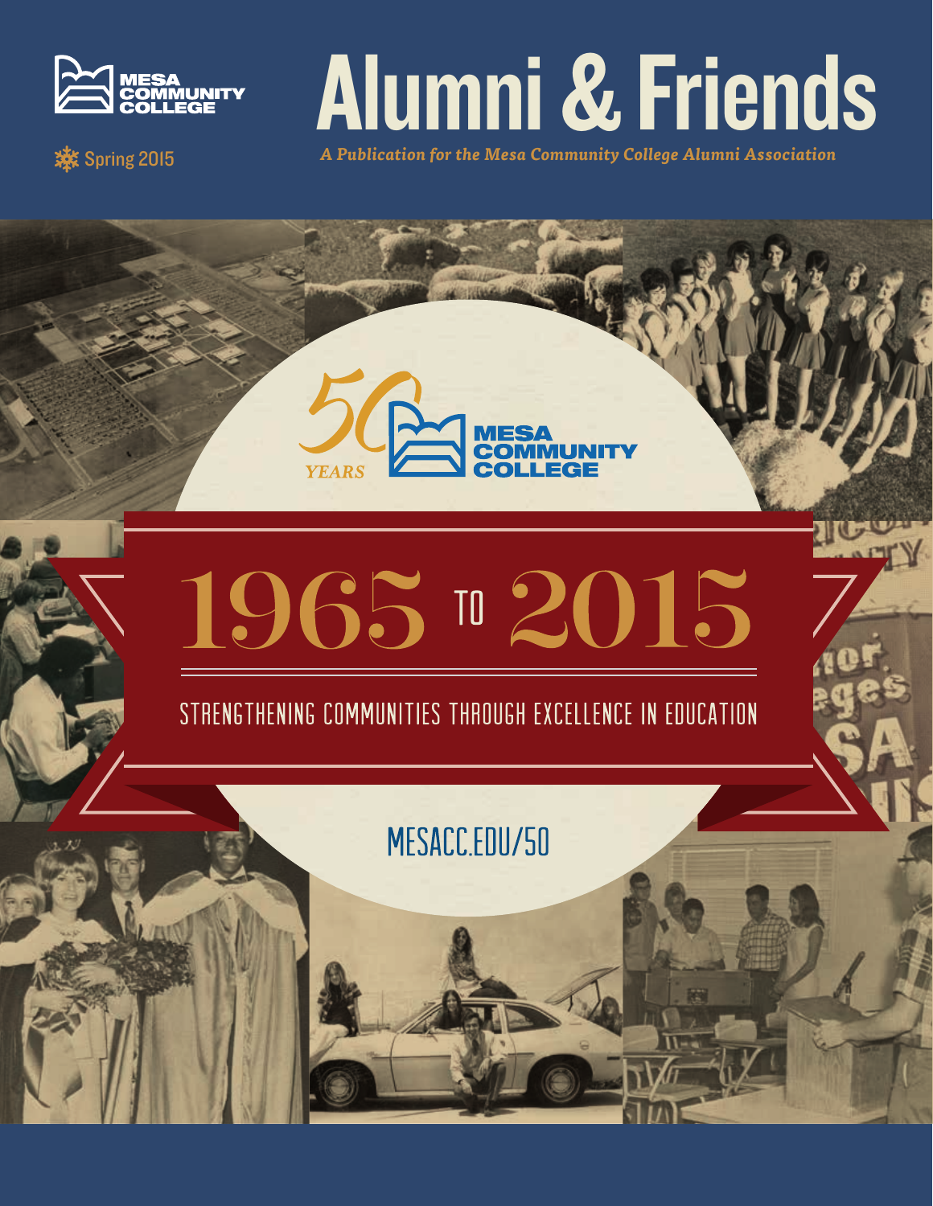MESA COMMUNITY COLLEGE

Spring 2015

# Alumni & Friends

*A Publication for the Mesa Community College Alumni Association*

50 YEARS MESA COMMUNITY COLLEGE

## 1965 TO 2015

STRENGTHENING COMMUNITIES THROUGH EXCELLENCE IN EDUCATION

MESACC.EDU/50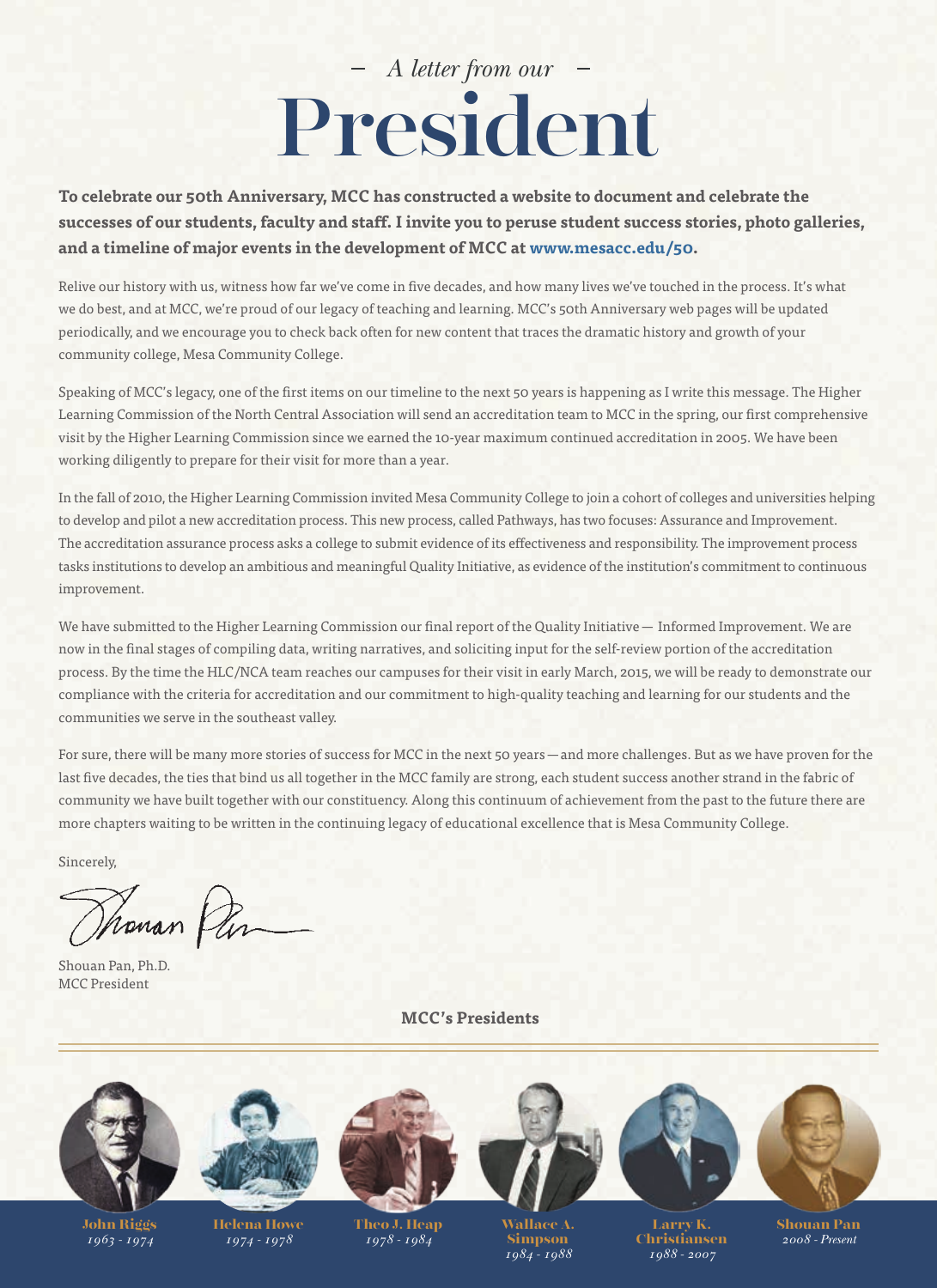*– A letter from our –*

# President

**To celebrate our 50th Anniversary, MCC has constructed a website to document and celebrate the successes of our students, faculty and staff. I invite you to peruse student success stories, photo galleries, and a timeline of major events in the development of MCC at www.mesacc.edu/50.**

Relive our history with us, witness how far we've come in five decades, and how many lives we've touched in the process. It's what we do best, and at MCC, we're proud of our legacy of teaching and learning. MCC's 50th Anniversary web pages will be updated periodically, and we encourage you to check back often for new content that traces the dramatic history and growth of your community college, Mesa Community College.

Speaking of MCC's legacy, one of the first items on our timeline to the next 50 years is happening as I write this message. The Higher Learning Commission of the North Central Association will send an accreditation team to MCC in the spring, our first comprehensive visit by the Higher Learning Commission since we earned the 10-year maximum continued accreditation in 2005. We have been working diligently to prepare for their visit for more than a year.

In the fall of 2010, the Higher Learning Commission invited Mesa Community College to join a cohort of colleges and universities helping to develop and pilot a new accreditation process. This new process, called Pathways, has two focuses: Assurance and Improvement. The accreditation assurance process asks a college to submit evidence of its effectiveness and responsibility. The improvement process tasks institutions to develop an ambitious and meaningful Quality Initiative, as evidence of the institution's commitment to continuous improvement.

We have submitted to the Higher Learning Commission our final report of the Quality Initiative — Informed Improvement. We are now in the final stages of compiling data, writing narratives, and soliciting input for the self-review portion of the accreditation process. By the time the HLC/NCA team reaches our campuses for their visit in early March, 2015, we will be ready to demonstrate our compliance with the criteria for accreditation and our commitment to high-quality teaching and learning for our students and the communities we serve in the southeast valley.

For sure, there will be many more stories of success for MCC in the next 50 years — and more challenges. But as we have proven for the last five decades, the ties that bind us all together in the MCC family are strong, each student success another strand in the fabric of community we have built together with our constituency. Along this continuum of achievement from the past to the future there are more chapters waiting to be written in the continuing legacy of educational excellence that is Mesa Community College.

Sincerely,

Shouan Pan, Ph.D.
MCC President

**MCC's Presidents**

**John Riggs** *1963 - 1974*

**Helena Howe** *1974 - 1978*

**Theo J. Heap** *1978 - 1984*

**Wallace A. Simpson** *1984 - 1988*

**Larry K. Christiansen** *1988 - 2007*

**Shouan Pan** *2008 - Present*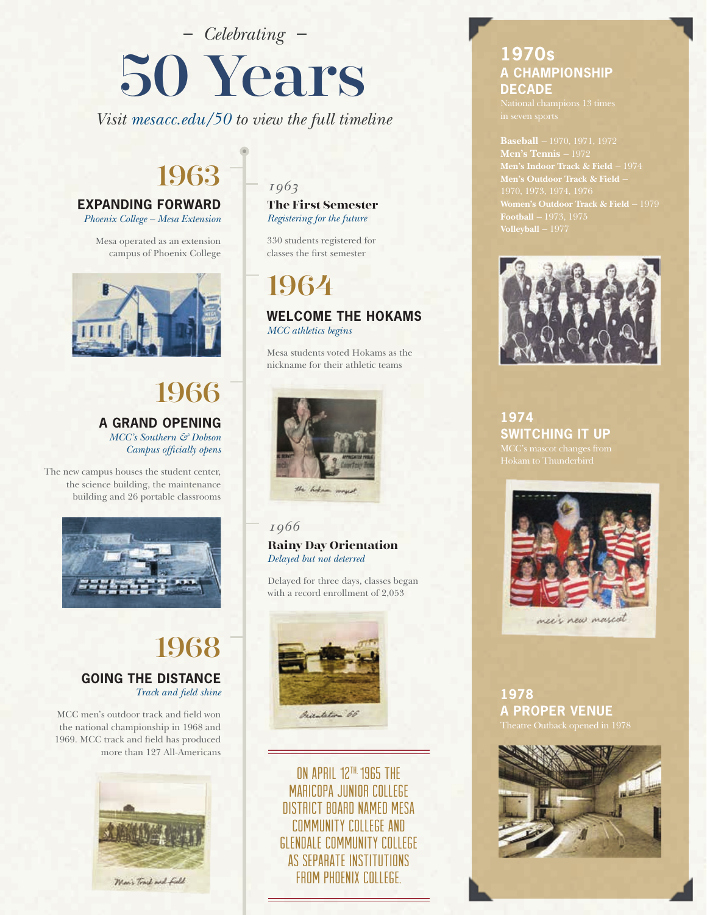– *Celebrating* –

# 50 Years

*Visit mesacc.edu/50 to view the full timeline*

## 1963

### EXPANDING FORWARD

*Phoenix College – Mesa Extension*

Mesa operated as an extension campus of Phoenix College

*1963*

### The First Semester

*Registering for the future*

330 students registered for classes the first semester

## 1964

### WELCOME THE HOKAMS

*MCC athletics begins*

Mesa students voted Hokams as the nickname for their athletic teams

the hokam mascot

## 1966

### A GRAND OPENING

*MCC's Southern & Dobson Campus officially opens*

The new campus houses the student center, the science building, the maintenance building and 26 portable classrooms

*1966*

### Rainy Day Orientation

*Delayed but not deterred*

Delayed for three days, classes began with a record enrollment of 2,053

Orientation 66

## 1968

### GOING THE DISTANCE

*Track and field shine*

MCC men's outdoor track and field won the national championship in 1968 and 1969. MCC track and field has produced more than 127 All-Americans

Men's Track and Field

ON APRIL 12TH 1965 THE MARICOPA JUNIOR COLLEGE DISTRICT BOARD NAMED MESA COMMUNITY COLLEGE AND GLENDALE COMMUNITY COLLEGE AS SEPARATE INSTITUTIONS FROM PHOENIX COLLEGE.

## 1970s

### A CHAMPIONSHIP DECADE

National champions 13 times in seven sports

**Baseball** – 1970, 1971, 1972
**Men's Tennis** – 1972
**Men's Indoor Track & Field** – 1974
**Men's Outdoor Track & Field** – 1970, 1973, 1974, 1976
**Women's Outdoor Track & Field** – 1979
**Football** – 1973, 1975
**Volleyball** – 1977

## 1974

### SWITCHING IT UP

MCC's mascot changes from Hokam to Thunderbird

mcc's new mascot

## 1978

### A PROPER VENUE

Theatre Outback opened in 1978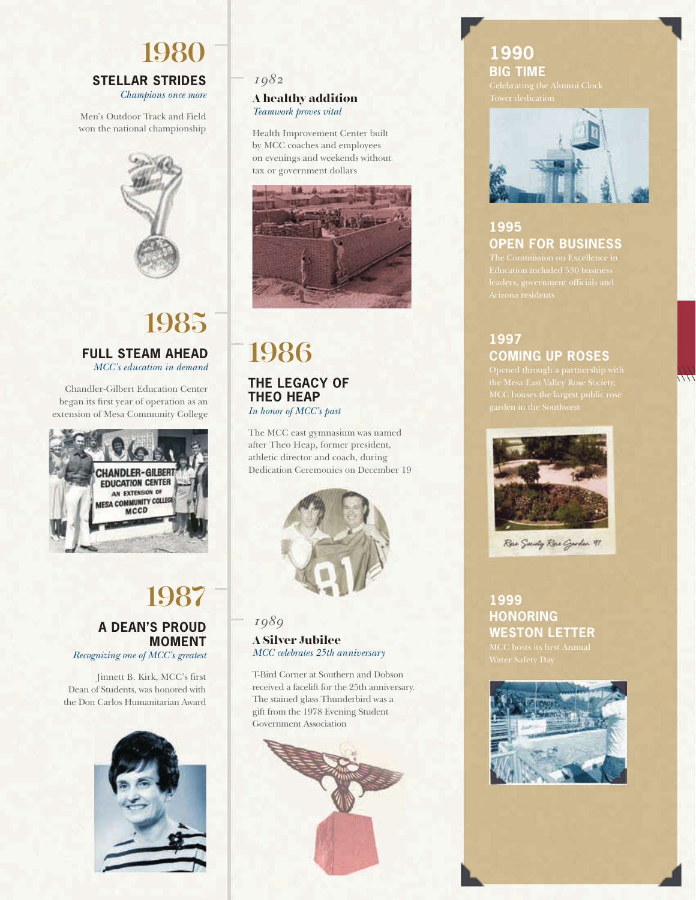## 1980

### STELLAR STRIDES

*Champions once more*

Men's Outdoor Track and Field won the national championship

## 1982

### A healthy addition

*Teamwork proves vital*

Health Improvement Center built by MCC coaches and employees on evenings and weekends without tax or government dollars

## 1985

### FULL STEAM AHEAD

*MCC's education in demand*

Chandler-Gilbert Education Center began its first year of operation as an extension of Mesa Community College

CHANDLER-GILBERT EDUCATION CENTER
AN EXTENSION OF MESA COMMUNITY COLLEGE
MCCD

## 1986

### THE LEGACY OF THEO HEAP

*In honor of MCC's past*

The MCC east gymnasium was named after Theo Heap, former president, athletic director and coach, during Dedication Ceremonies on December 19

## 1987

### A DEAN'S PROUD MOMENT

*Recognizing one of MCC's greatest*

Jinnett B. Kirk, MCC's first Dean of Students, was honored with the Don Carlos Humanitarian Award

## 1989

### A Silver Jubilee

*MCC celebrates 25th anniversary*

T-Bird Corner at Southern and Dobson received a facelift for the 25th anniversary. The stained glass Thunderbird was a gift from the 1978 Evening Student Government Association

## 1990

### BIG TIME

Celebrating the Alumni Clock Tower dedication

## 1995

### OPEN FOR BUSINESS

The Commission on Excellence in Education included 530 business leaders, government officials and Arizona residents

## 1997

### COMING UP ROSES

Opened through a partnership with the Mesa East Valley Rose Society, MCC houses the largest public rose garden in the Southwest

Rose Society Rose Garden 97

## 1999

### HONORING WESTON LETTER

MCC hosts its first Annual Water Safety Day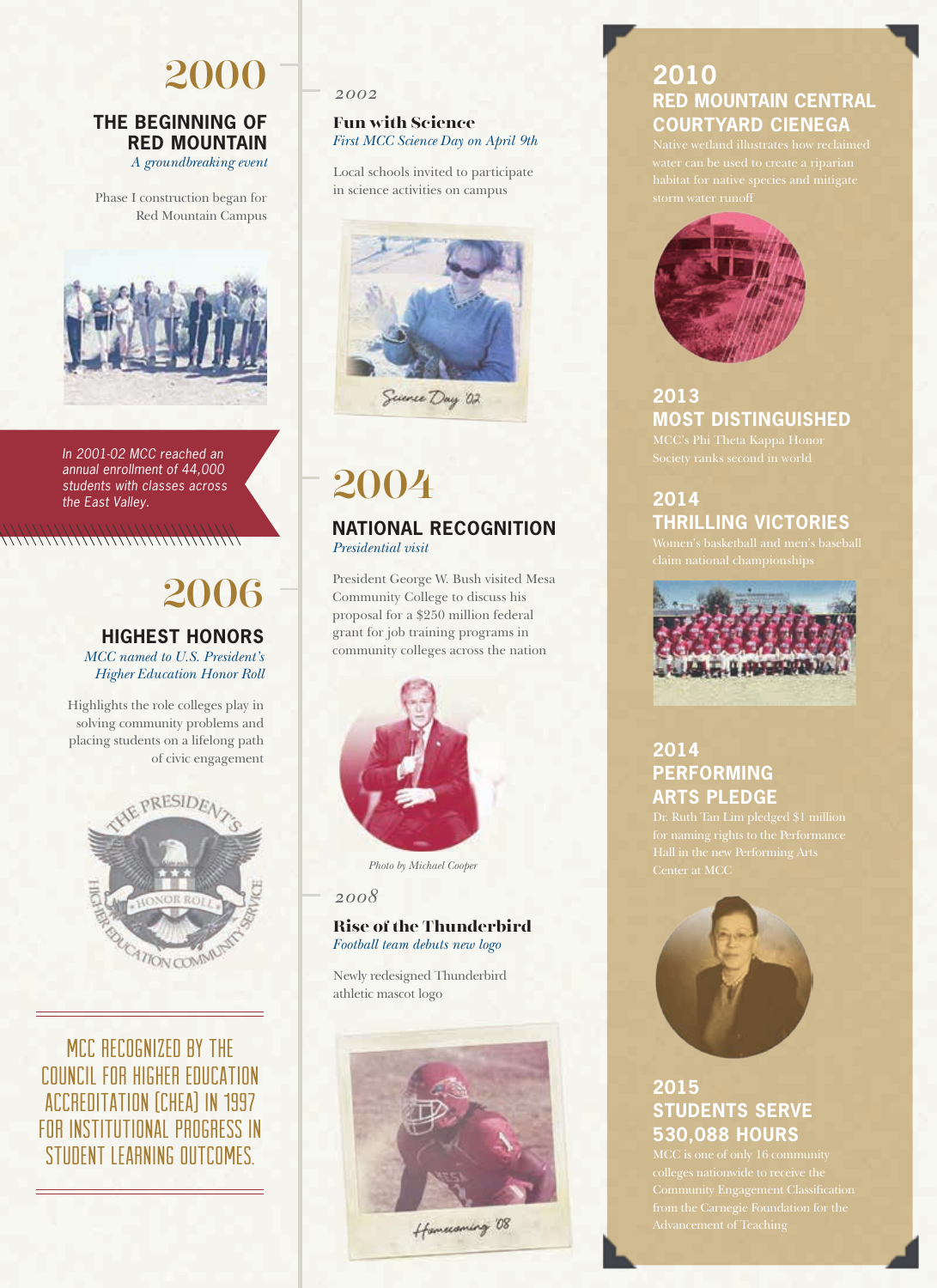# 2000

## THE BEGINNING OF RED MOUNTAIN

*A groundbreaking event*

Phase I construction began for Red Mountain Campus

*In 2001-02 MCC reached an annual enrollment of 44,000 students with classes across the East Valley.*

# 2006

## HIGHEST HONORS

*MCC named to U.S. President's Higher Education Honor Roll*

Highlights the role colleges play in solving community problems and placing students on a lifelong path of civic engagement

MCC RECOGNIZED BY THE COUNCIL FOR HIGHER EDUCATION ACCREDITATION (CHEA) IN 1997 FOR INSTITUTIONAL PROGRESS IN STUDENT LEARNING OUTCOMES.

*2002*

### Fun with Science

*First MCC Science Day on April 9th*

Local schools invited to participate in science activities on campus

Science Day '02

# 2004

## NATIONAL RECOGNITION

*Presidential visit*

President George W. Bush visited Mesa Community College to discuss his proposal for a $250 million federal grant for job training programs in community colleges across the nation

*Photo by Michael Cooper*

*2008*

### Rise of the Thunderbird

*Football team debuts new logo*

Newly redesigned Thunderbird athletic mascot logo

Homecoming '08

## 2010 RED MOUNTAIN CENTRAL COURTYARD CIENEGA

Native wetland illustrates how reclaimed water can be used to create a riparian habitat for native species and mitigate storm water runoff

## 2013 MOST DISTINGUISHED

MCC's Phi Theta Kappa Honor Society ranks second in world

## 2014 THRILLING VICTORIES

Women's basketball and men's baseball claim national championships

## 2014 PERFORMING ARTS PLEDGE

Dr. Ruth Tan Lim pledged $1 million for naming rights to the Performance Hall in the new Performing Arts Center at MCC

## 2015 STUDENTS SERVE 530,088 HOURS

MCC is one of only 16 community colleges nationwide to receive the Community Engagement Classification from the Carnegie Foundation for the Advancement of Teaching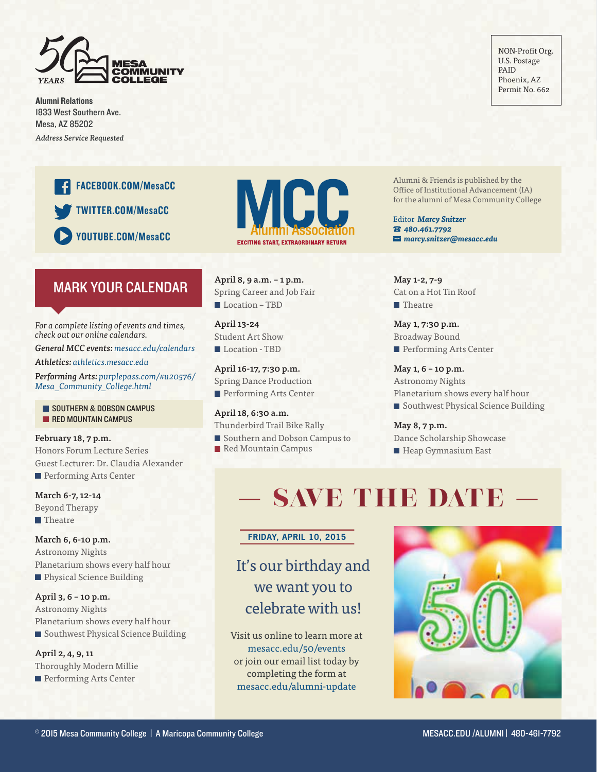50 YEARS MESA COMMUNITY COLLEGE

**Alumni Relations**
1833 West Southern Ave.
Mesa, AZ 85202
*Address Service Requested*

NON-Profit Org.
U.S. Postage
PAID
Phoenix, AZ
Permit No. 662

**FACEBOOK.COM/MesaCC**
**TWITTER.COM/MesaCC**
**YOUTUBE.COM/MesaCC**

MCC Alumni Association
EXCITING START, EXTRAORDINARY RETURN

Alumni & Friends is published by the Office of Institutional Advancement (IA) for the alumni of Mesa Community College

Editor ***Marcy Snitzer***
***480.461.7792***
***marcy.snitzer@mesacc.edu***

## MARK YOUR CALENDAR

*For a complete listing of events and times, check out our online calendars.*

***General MCC events:*** *mesacc.edu/calendars*

***Athletics:*** *athletics.mesacc.edu*

***Performing Arts:*** *purplepass.com/#u20576/Mesa_Community_College.html*

- SOUTHERN & DOBSON CAMPUS
- RED MOUNTAIN CAMPUS

**February 18, 7 p.m.**
Honors Forum Lecture Series
Guest Lecturer: Dr. Claudia Alexander
Performing Arts Center

**March 6-7, 12-14**
Beyond Therapy
Theatre

**March 6, 6-10 p.m.**
Astronomy Nights
Planetarium shows every half hour
Physical Science Building

**April 3, 6 – 10 p.m.**
Astronomy Nights
Planetarium shows every half hour
Southwest Physical Science Building

**April 2, 4, 9, 11**
Thoroughly Modern Millie
Performing Arts Center

**April 8, 9 a.m. – 1 p.m.**
Spring Career and Job Fair
Location – TBD

**April 13-24**
Student Art Show
Location - TBD

**April 16-17, 7:30 p.m.**
Spring Dance Production
Performing Arts Center

**April 18, 6:30 a.m.**
Thunderbird Trail Bike Rally
Southern and Dobson Campus to
Red Mountain Campus

**May 1-2, 7-9**
Cat on a Hot Tin Roof
Theatre

**May 1, 7:30 p.m.**
Broadway Bound
Performing Arts Center

**May 1, 6 – 10 p.m.**
Astronomy Nights
Planetarium shows every half hour
Southwest Physical Science Building

**May 8, 7 p.m.**
Dance Scholarship Showcase
Heap Gymnasium East

## — SAVE THE DATE —

**FRIDAY, APRIL 10, 2015**

It's our birthday and we want you to celebrate with us!

Visit us online to learn more at mesacc.edu/50/events or join our email list today by completing the form at mesacc.edu/alumni-update

© 2015 Mesa Community College | A Maricopa Community College

MESACC.EDU /ALUMNI | 480-461-7792